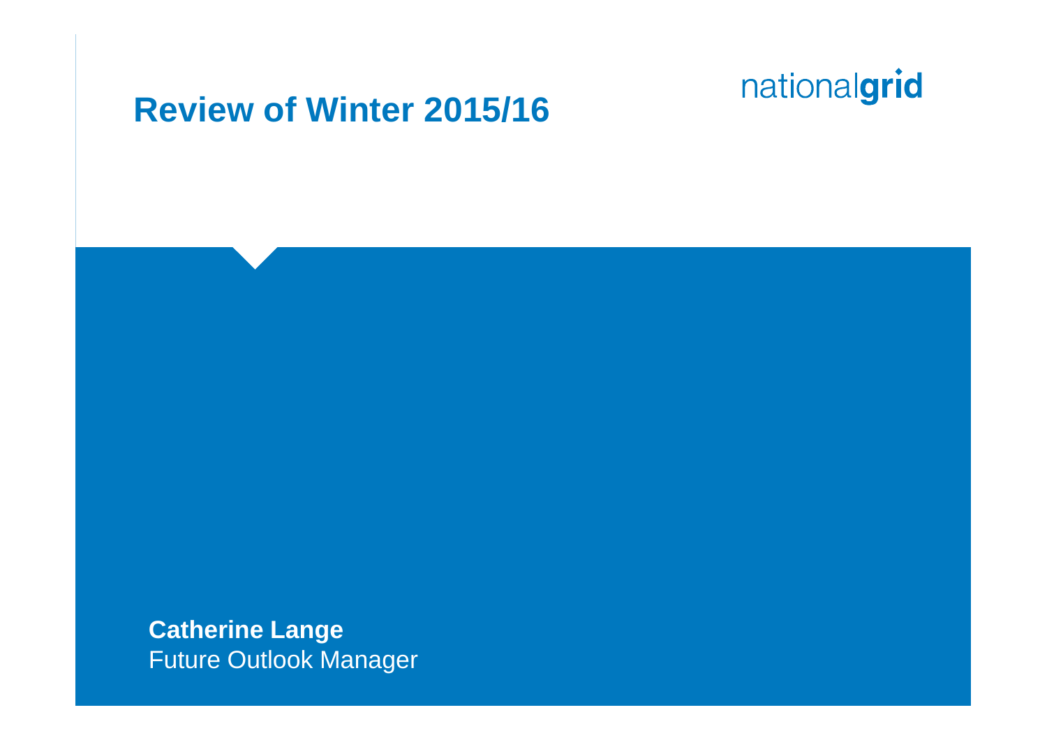# Review of Winter 2015/16

nationalgrid

**Catherine Lange**
Future Outlook Manager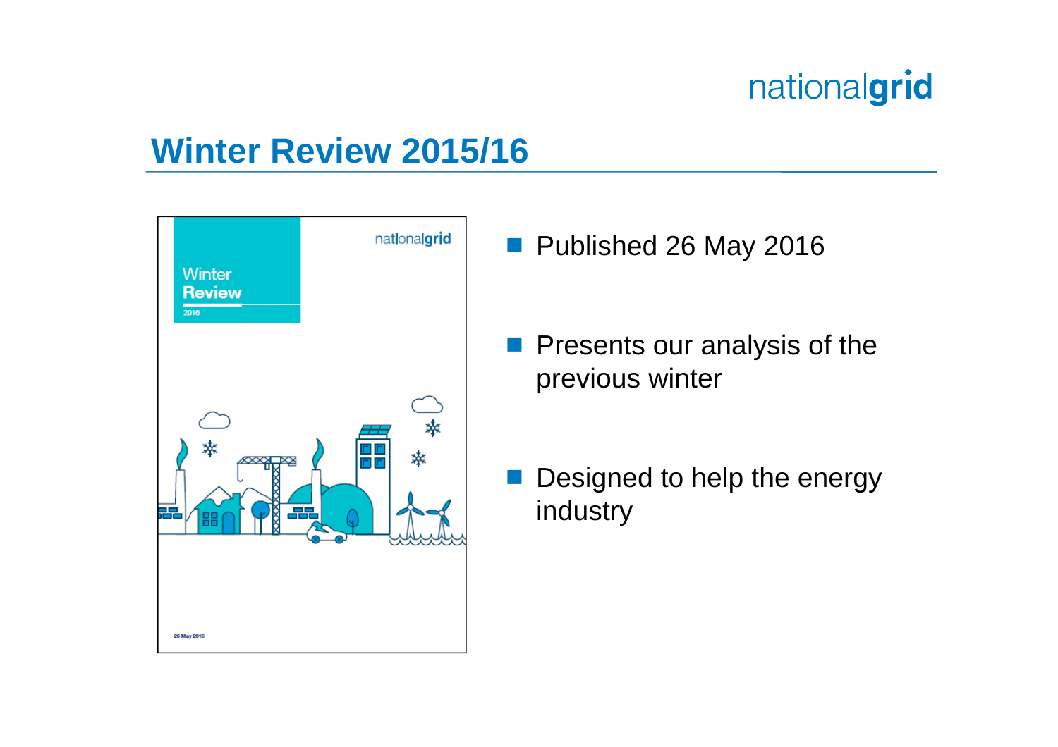# Winter Review 2015/16

- Published 26 May 2016
- Presents our analysis of the previous winter
- Designed to help the energy industry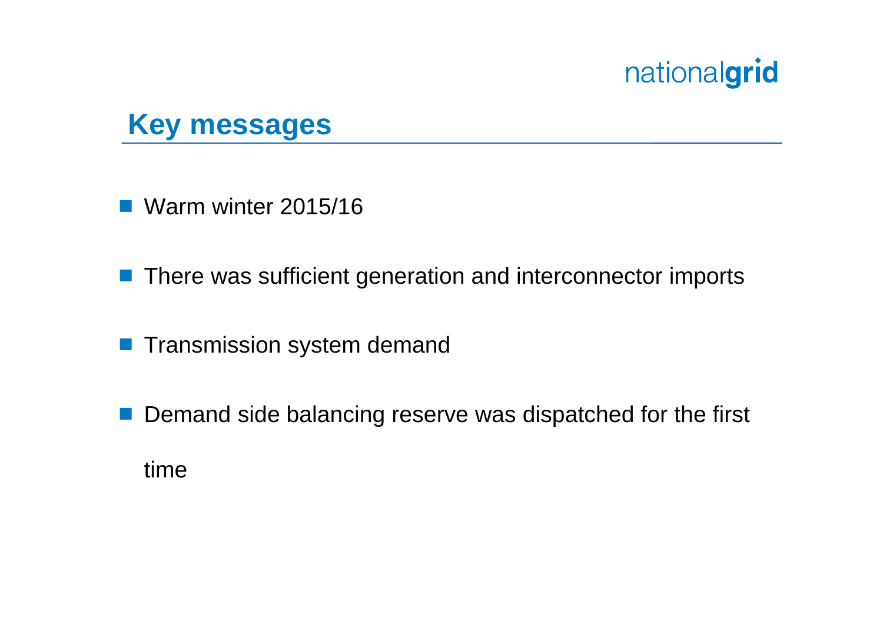## Key messages

- Warm winter 2015/16
- There was sufficient generation and interconnector imports
- Transmission system demand
- Demand side balancing reserve was dispatched for the first time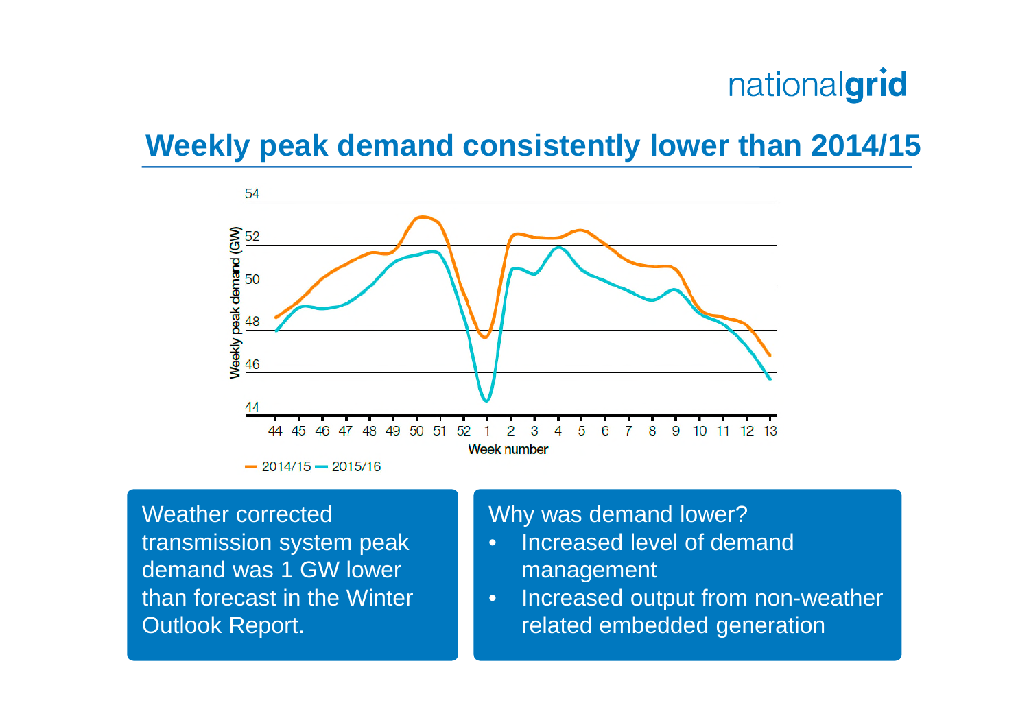# Weekly peak demand consistently lower than 2014/15

Weather corrected transmission system peak demand was 1 GW lower than forecast in the Winter Outlook Report.

Why was demand lower?

- Increased level of demand management
- Increased output from non-weather related embedded generation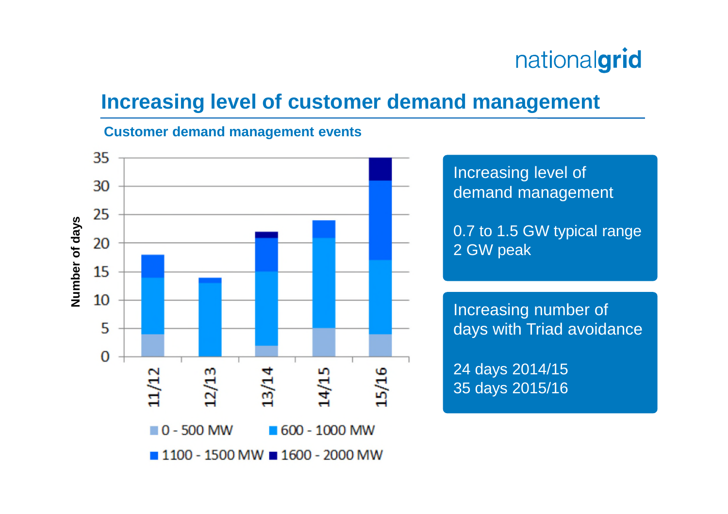# Increasing level of customer demand management

**Customer demand management events**

| | 0 - 500 MW | 600 - 1000 MW | 1100 - 1500 MW | 1600 - 2000 MW |
|---|---|---|---|---|
| 11/12 | 4 | 10 | 4 | 0 |
| 12/13 | 0 | 13 | 1 | 0 |
| 13/14 | 2 | 13 | 6 | 1 |
| 14/15 | 5 | 16 | 3 | 0 |
| 15/16 | 4 | 13 | 14 | 4 |

Number of days

Increasing level of demand management

0.7 to 1.5 GW typical range
2 GW peak

Increasing number of days with Triad avoidance

24 days 2014/15
35 days 2015/16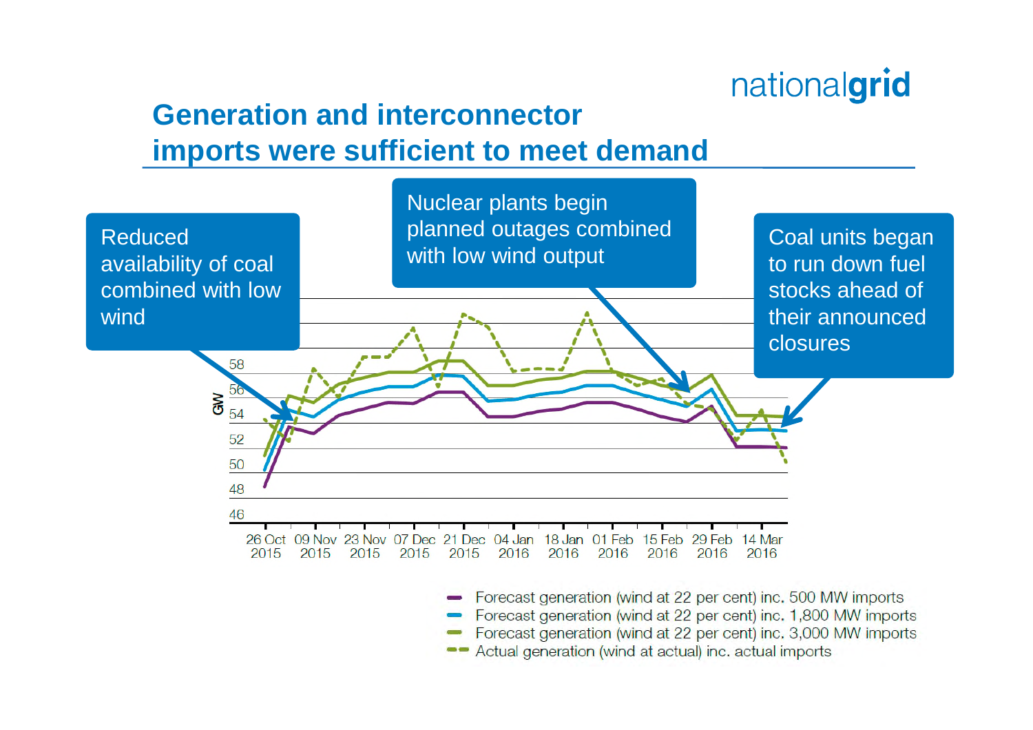# Generation and interconnector imports were sufficient to meet demand

Reduced availability of coal combined with low wind

Nuclear plants begin planned outages combined with low wind output

Coal units began to run down fuel stocks ahead of their announced closures

GW

58
56
54
52
50
48
46

26 Oct 2015 | 09 Nov 2015 | 23 Nov 2015 | 07 Dec 2015 | 21 Dec 2015 | 04 Jan 2016 | 18 Jan 2016 | 01 Feb 2016 | 15 Feb 2016 | 29 Feb 2016 | 14 Mar 2016

- Forecast generation (wind at 22 per cent) inc. 500 MW imports
- Forecast generation (wind at 22 per cent) inc. 1,800 MW imports
- Forecast generation (wind at 22 per cent) inc. 3,000 MW imports
- Actual generation (wind at actual) inc. actual imports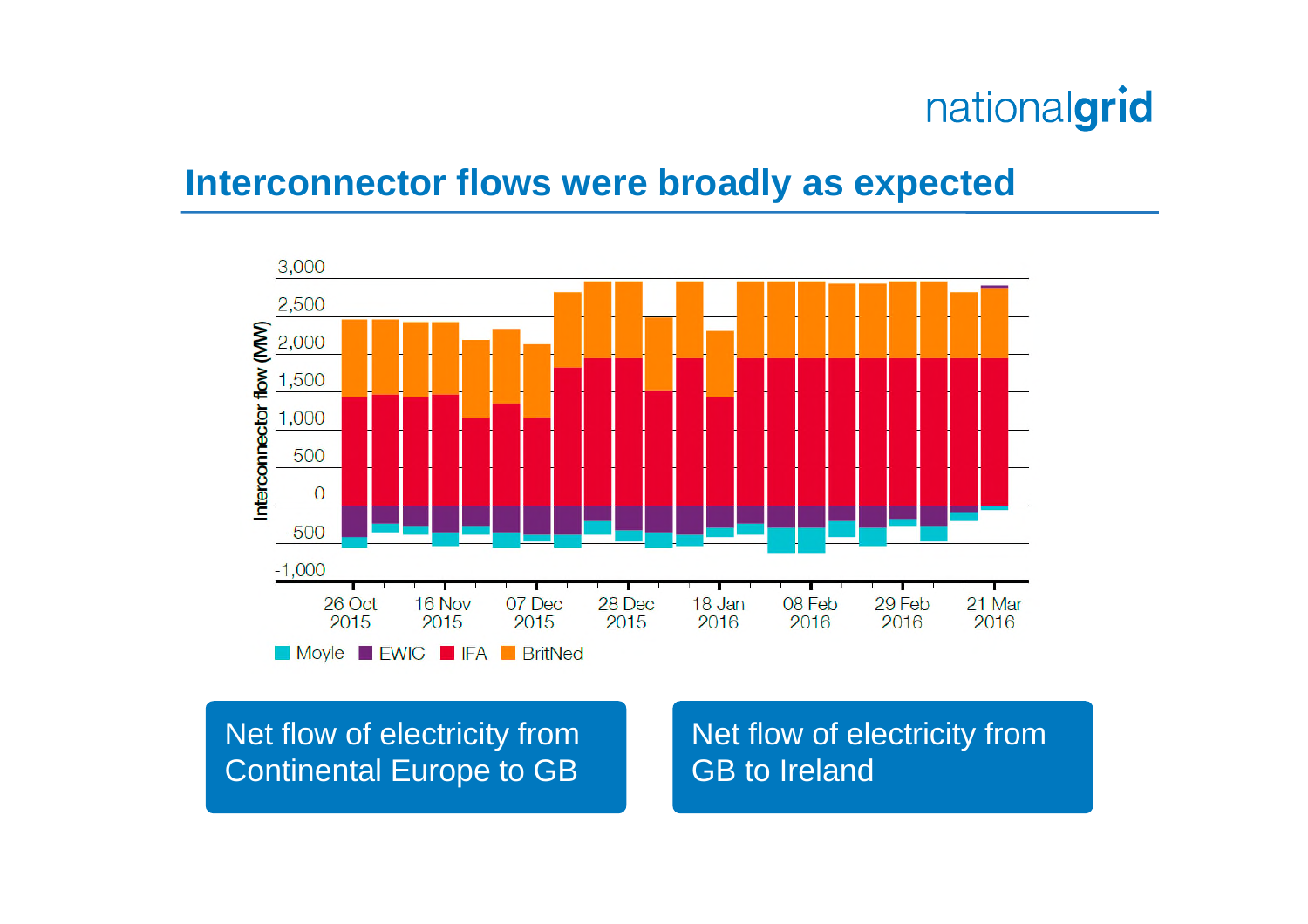## Interconnector flows were broadly as expected

Interconnector flow (MW)

3,000
2,500
2,000
1,500
1,000
500
0
-500
-1,000

26 Oct 2015 | 16 Nov 2015 | 07 Dec 2015 | 28 Dec 2015 | 18 Jan 2016 | 08 Feb 2016 | 29 Feb 2016 | 21 Mar 2016

Moyle | EWIC | IFA | BritNed

Net flow of electricity from Continental Europe to GB

Net flow of electricity from GB to Ireland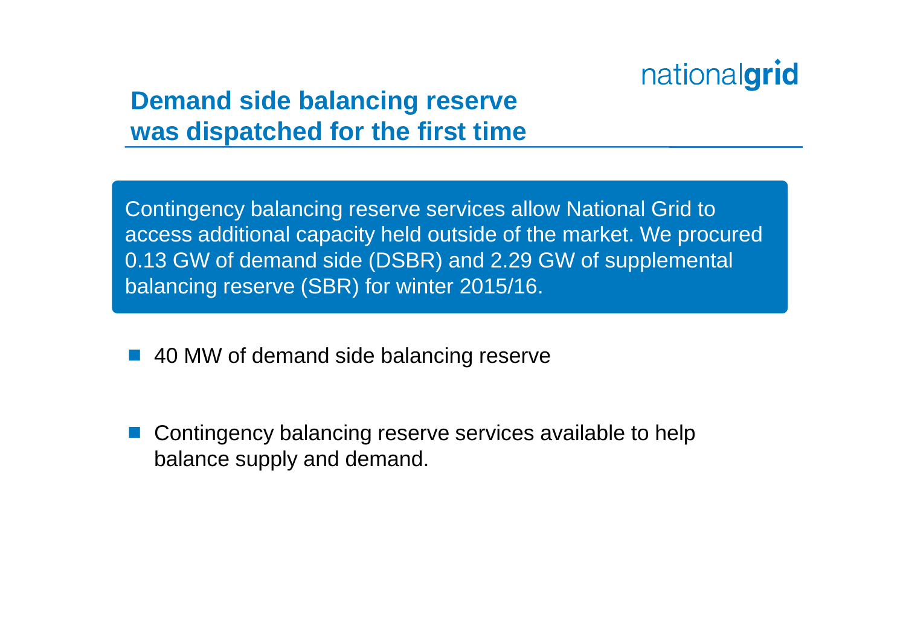## Demand side balancing reserve was dispatched for the first time

Contingency balancing reserve services allow National Grid to access additional capacity held outside of the market. We procured 0.13 GW of demand side (DSBR) and 2.29 GW of supplemental balancing reserve (SBR) for winter 2015/16.

- 40 MW of demand side balancing reserve
- Contingency balancing reserve services available to help balance supply and demand.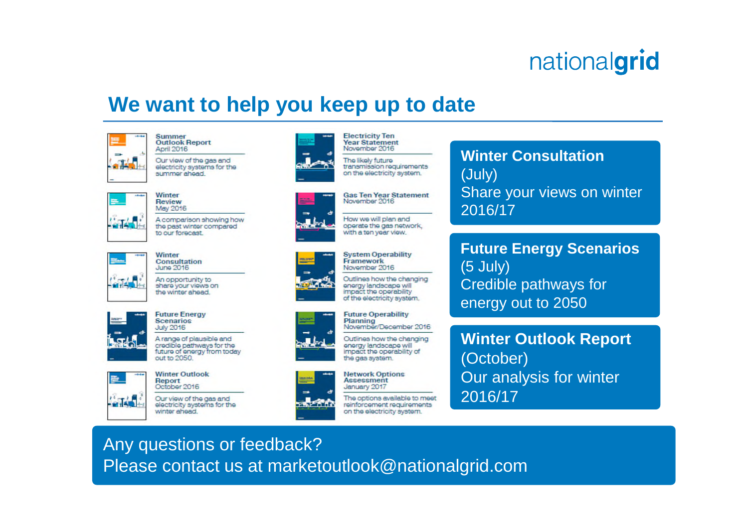nationalgrid

## We want to help you keep up to date

**Summer Outlook Report**
April 2016
Our view of the gas and electricity systems for the summer ahead.

**Winter Review**
May 2016
A comparison showing how the past winter compared to our forecast.

**Winter Consultation**
June 2016
An opportunity to share your views on the winter ahead.

**Future Energy Scenarios**
July 2016
A range of plausible and credible pathways for the future of energy from today out to 2050.

**Winter Outlook Report**
October 2016
Our view of the gas and electricity systems for the winter ahead.

**Electricity Ten Year Statement**
November 2016
The likely future transmission requirements on the electricity system.

**Gas Ten Year Statement**
November 2016
How we will plan and operate the gas network, with a ten year view.

**System Operability Framework**
November 2016
Outlines how the changing energy landscape will impact the operability of the electricity system.

**Future Operability Planning**
November/December 2016
Outlines how the changing energy landscape will impact the operability of the gas system.

**Network Options Assessment**
January 2017
The options available to meet reinforcement requirements on the electricity system.

**Winter Consultation**
(July)
Share your views on winter 2016/17

**Future Energy Scenarios**
(5 July)
Credible pathways for energy out to 2050

**Winter Outlook Report**
(October)
Our analysis for winter 2016/17

Any questions or feedback?
Please contact us at marketoutlook@nationalgrid.com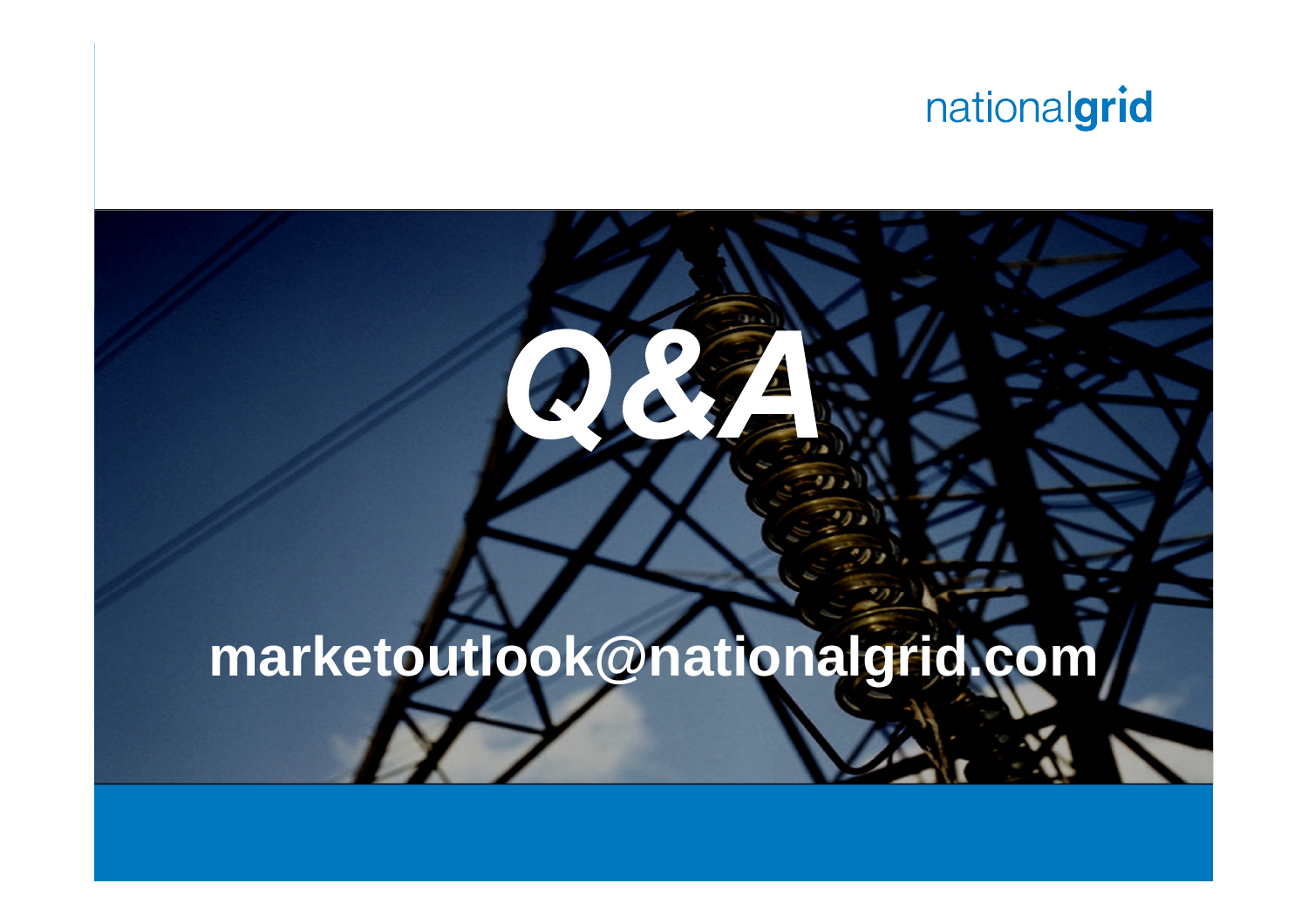# *Q&A*

**marketoutlook@nationalgrid.com**